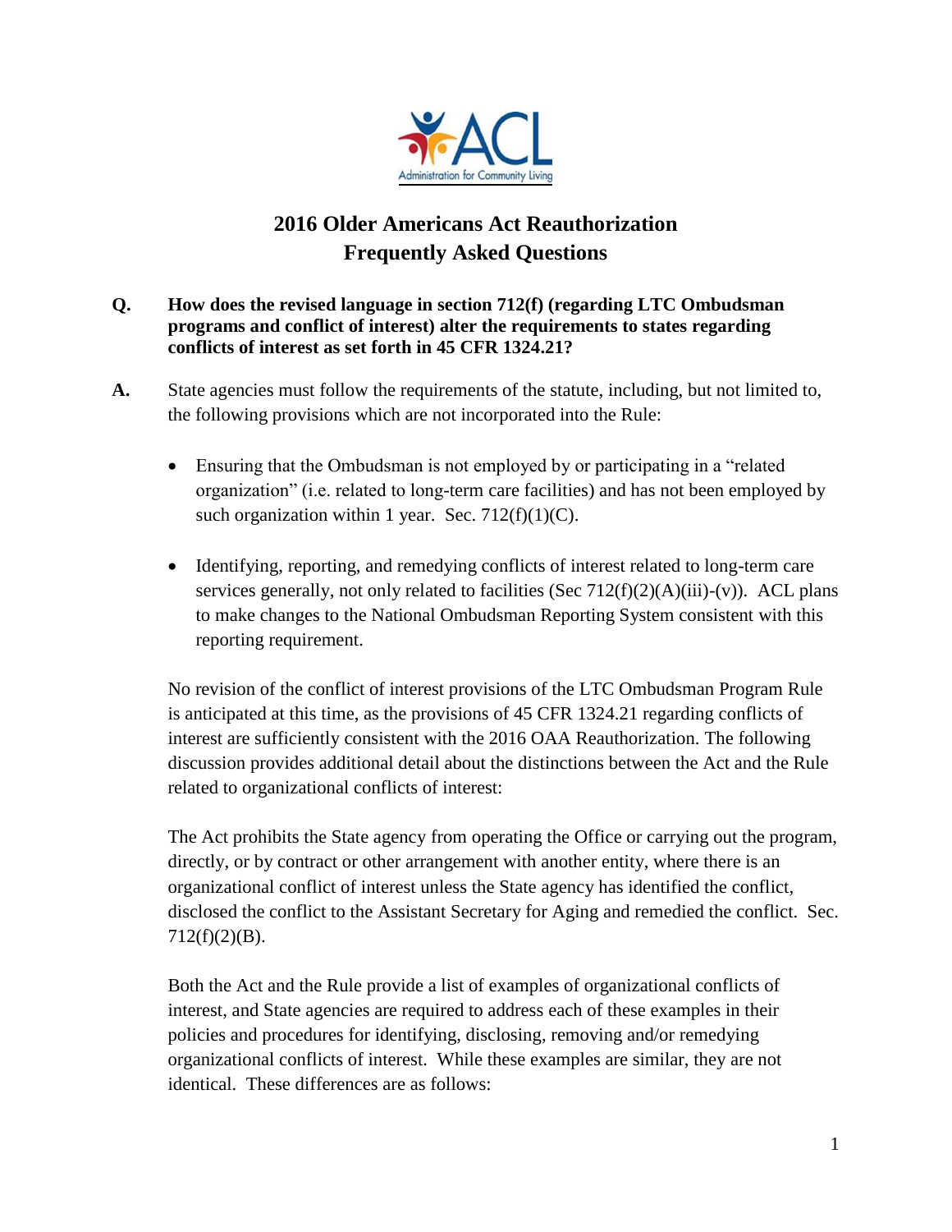# 2016 Older Americans Act Reauthorization
# Frequently Asked Questions

**Q. How does the revised language in section 712(f) (regarding LTC Ombudsman programs and conflict of interest) alter the requirements to states regarding conflicts of interest as set forth in 45 CFR 1324.21?**

**A.** State agencies must follow the requirements of the statute, including, but not limited to, the following provisions which are not incorporated into the Rule:

- Ensuring that the Ombudsman is not employed by or participating in a "related organization" (i.e. related to long-term care facilities) and has not been employed by such organization within 1 year. Sec. 712(f)(1)(C).
- Identifying, reporting, and remedying conflicts of interest related to long-term care services generally, not only related to facilities (Sec 712(f)(2)(A)(iii)-(v)). ACL plans to make changes to the National Ombudsman Reporting System consistent with this reporting requirement.

No revision of the conflict of interest provisions of the LTC Ombudsman Program Rule is anticipated at this time, as the provisions of 45 CFR 1324.21 regarding conflicts of interest are sufficiently consistent with the 2016 OAA Reauthorization. The following discussion provides additional detail about the distinctions between the Act and the Rule related to organizational conflicts of interest:

The Act prohibits the State agency from operating the Office or carrying out the program, directly, or by contract or other arrangement with another entity, where there is an organizational conflict of interest unless the State agency has identified the conflict, disclosed the conflict to the Assistant Secretary for Aging and remedied the conflict. Sec. 712(f)(2)(B).

Both the Act and the Rule provide a list of examples of organizational conflicts of interest, and State agencies are required to address each of these examples in their policies and procedures for identifying, disclosing, removing and/or remedying organizational conflicts of interest. While these examples are similar, they are not identical. These differences are as follows: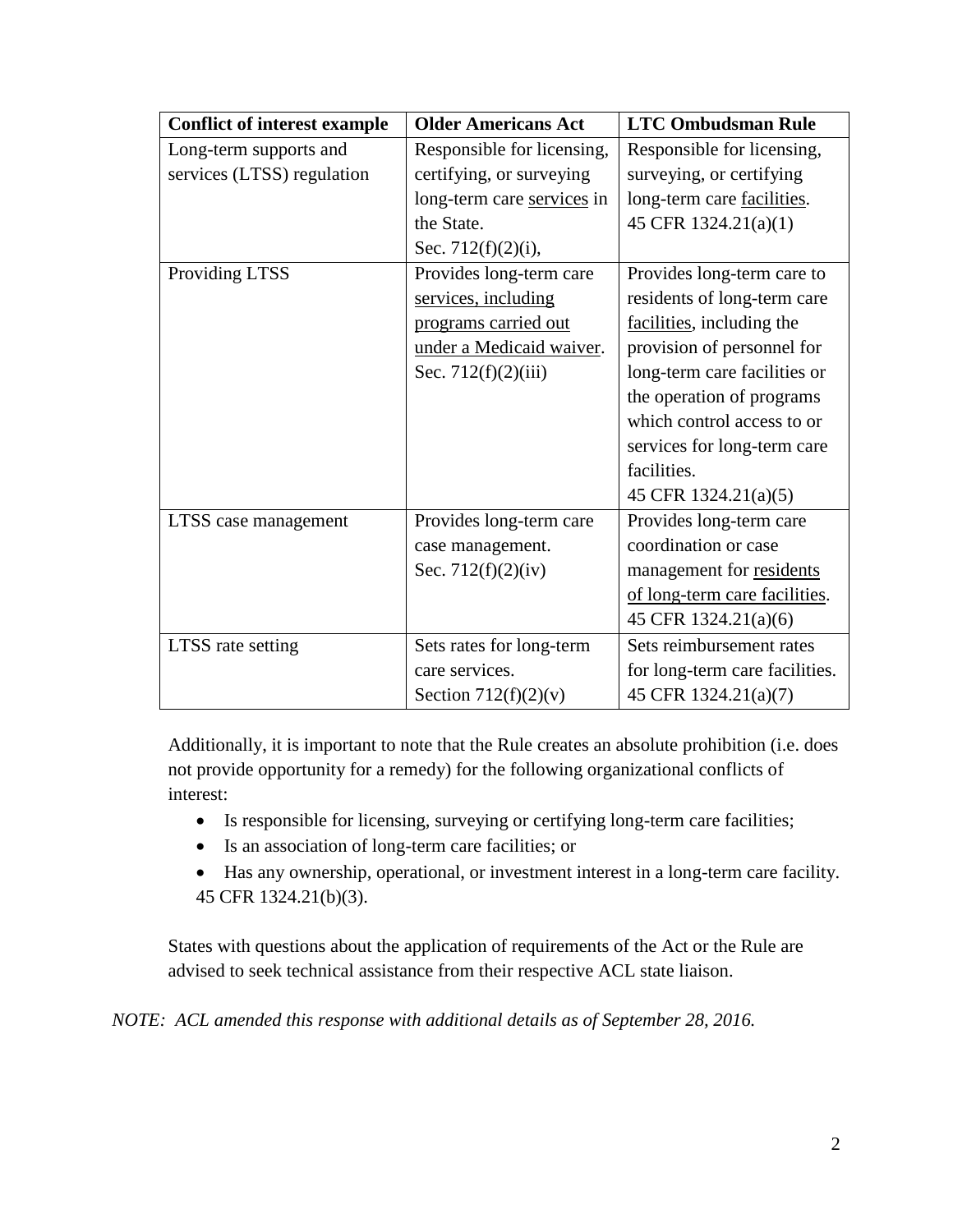| Conflict of interest example | Older Americans Act | LTC Ombudsman Rule |
|---|---|---|
| Long-term supports and services (LTSS) regulation | Responsible for licensing, certifying, or surveying long-term care services in the State. Sec. 712(f)(2)(i), | Responsible for licensing, surveying, or certifying long-term care facilities. 45 CFR 1324.21(a)(1) |
| Providing LTSS | Provides long-term care services, including programs carried out under a Medicaid waiver. Sec. 712(f)(2)(iii) | Provides long-term care to residents of long-term care facilities, including the provision of personnel for long-term care facilities or the operation of programs which control access to or services for long-term care facilities. 45 CFR 1324.21(a)(5) |
| LTSS case management | Provides long-term care case management. Sec. 712(f)(2)(iv) | Provides long-term care coordination or case management for residents of long-term care facilities. 45 CFR 1324.21(a)(6) |
| LTSS rate setting | Sets rates for long-term care services. Section 712(f)(2)(v) | Sets reimbursement rates for long-term care facilities. 45 CFR 1324.21(a)(7) |

Additionally, it is important to note that the Rule creates an absolute prohibition (i.e. does not provide opportunity for a remedy) for the following organizational conflicts of interest:

- Is responsible for licensing, surveying or certifying long-term care facilities;
- Is an association of long-term care facilities; or
- Has any ownership, operational, or investment interest in a long-term care facility.

45 CFR 1324.21(b)(3).

States with questions about the application of requirements of the Act or the Rule are advised to seek technical assistance from their respective ACL state liaison.

*NOTE: ACL amended this response with additional details as of September 28, 2016.*